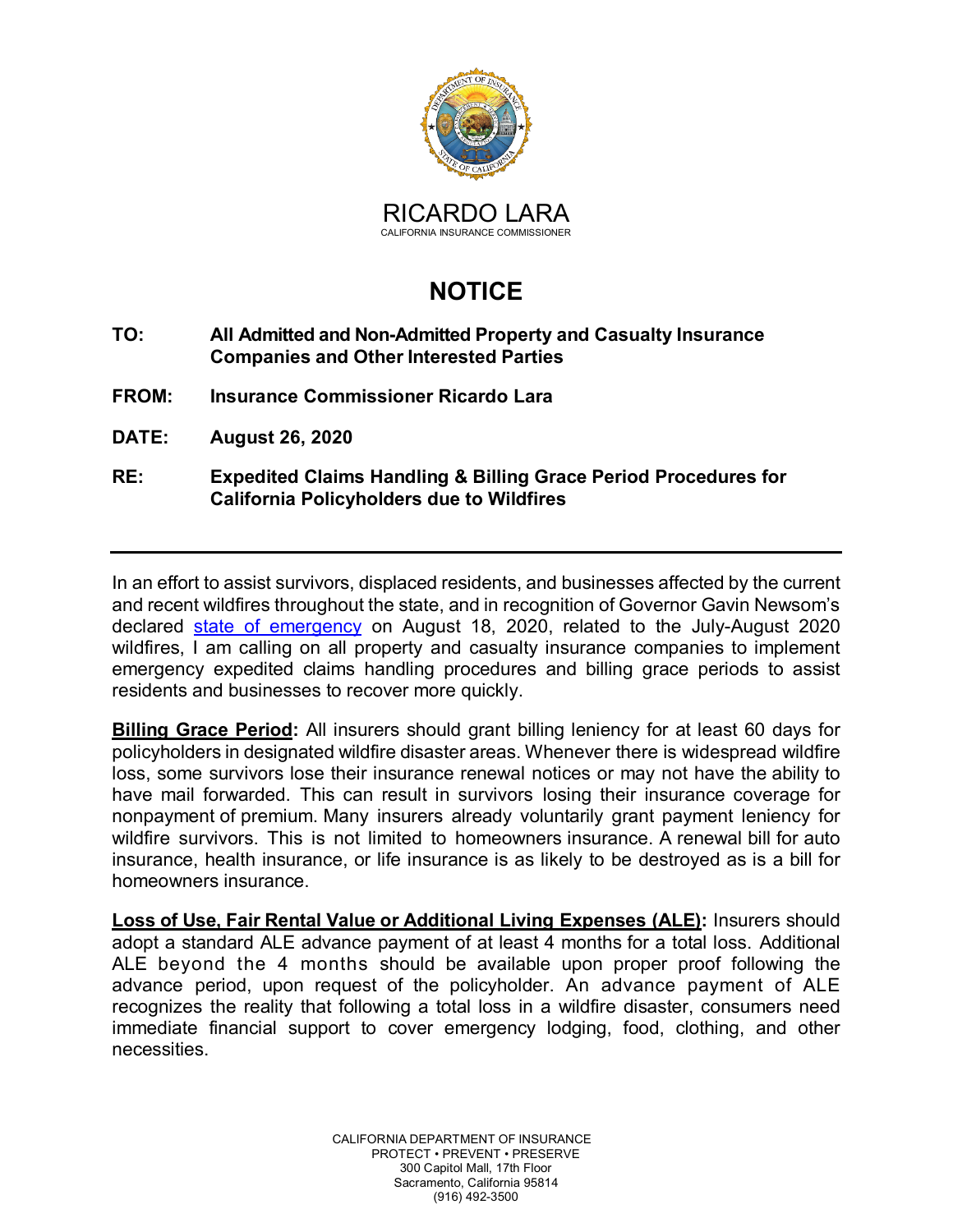RICARDO LARA
CALIFORNIA INSURANCE COMMISSIONER

# NOTICE

**TO:** **All Admitted and Non-Admitted Property and Casualty Insurance Companies and Other Interested Parties**

**FROM:** **Insurance Commissioner Ricardo Lara**

**DATE:** **August 26, 2020**

**RE:** **Expedited Claims Handling & Billing Grace Period Procedures for California Policyholders due to Wildfires**

---

In an effort to assist survivors, displaced residents, and businesses affected by the current and recent wildfires throughout the state, and in recognition of Governor Gavin Newsom's declared state of emergency on August 18, 2020, related to the July-August 2020 wildfires, I am calling on all property and casualty insurance companies to implement emergency expedited claims handling procedures and billing grace periods to assist residents and businesses to recover more quickly.

**Billing Grace Period:** All insurers should grant billing leniency for at least 60 days for policyholders in designated wildfire disaster areas. Whenever there is widespread wildfire loss, some survivors lose their insurance renewal notices or may not have the ability to have mail forwarded. This can result in survivors losing their insurance coverage for nonpayment of premium. Many insurers already voluntarily grant payment leniency for wildfire survivors. This is not limited to homeowners insurance. A renewal bill for auto insurance, health insurance, or life insurance is as likely to be destroyed as is a bill for homeowners insurance.

**Loss of Use, Fair Rental Value or Additional Living Expenses (ALE):** Insurers should adopt a standard ALE advance payment of at least 4 months for a total loss. Additional ALE beyond the 4 months should be available upon proper proof following the advance period, upon request of the policyholder. An advance payment of ALE recognizes the reality that following a total loss in a wildfire disaster, consumers need immediate financial support to cover emergency lodging, food, clothing, and other necessities.

CALIFORNIA DEPARTMENT OF INSURANCE
PROTECT • PREVENT • PRESERVE
300 Capitol Mall, 17th Floor
Sacramento, California 95814
(916) 492-3500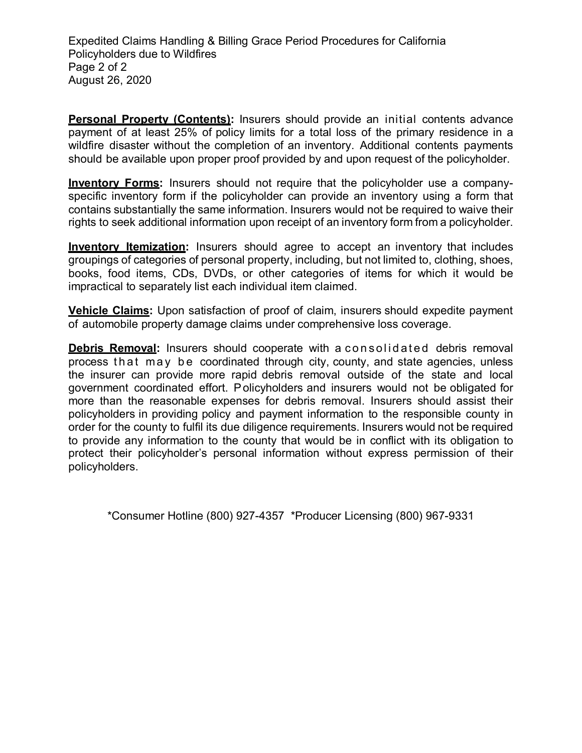**Personal Property (Contents):** Insurers should provide an initial contents advance payment of at least 25% of policy limits for a total loss of the primary residence in a wildfire disaster without the completion of an inventory. Additional contents payments should be available upon proper proof provided by and upon request of the policyholder.

**Inventory Forms:** Insurers should not require that the policyholder use a company-specific inventory form if the policyholder can provide an inventory using a form that contains substantially the same information. Insurers would not be required to waive their rights to seek additional information upon receipt of an inventory form from a policyholder.

**Inventory Itemization:** Insurers should agree to accept an inventory that includes groupings of categories of personal property, including, but not limited to, clothing, shoes, books, food items, CDs, DVDs, or other categories of items for which it would be impractical to separately list each individual item claimed.

**Vehicle Claims:** Upon satisfaction of proof of claim, insurers should expedite payment of automobile property damage claims under comprehensive loss coverage.

**Debris Removal:** Insurers should cooperate with a consolidated debris removal process that may be coordinated through city, county, and state agencies, unless the insurer can provide more rapid debris removal outside of the state and local government coordinated effort. Policyholders and insurers would not be obligated for more than the reasonable expenses for debris removal. Insurers should assist their policyholders in providing policy and payment information to the responsible county in order for the county to fulfil its due diligence requirements. Insurers would not be required to provide any information to the county that would be in conflict with its obligation to protect their policyholder's personal information without express permission of their policyholders.

*Consumer Hotline (800) 927-4357 *Producer Licensing (800) 967-9331